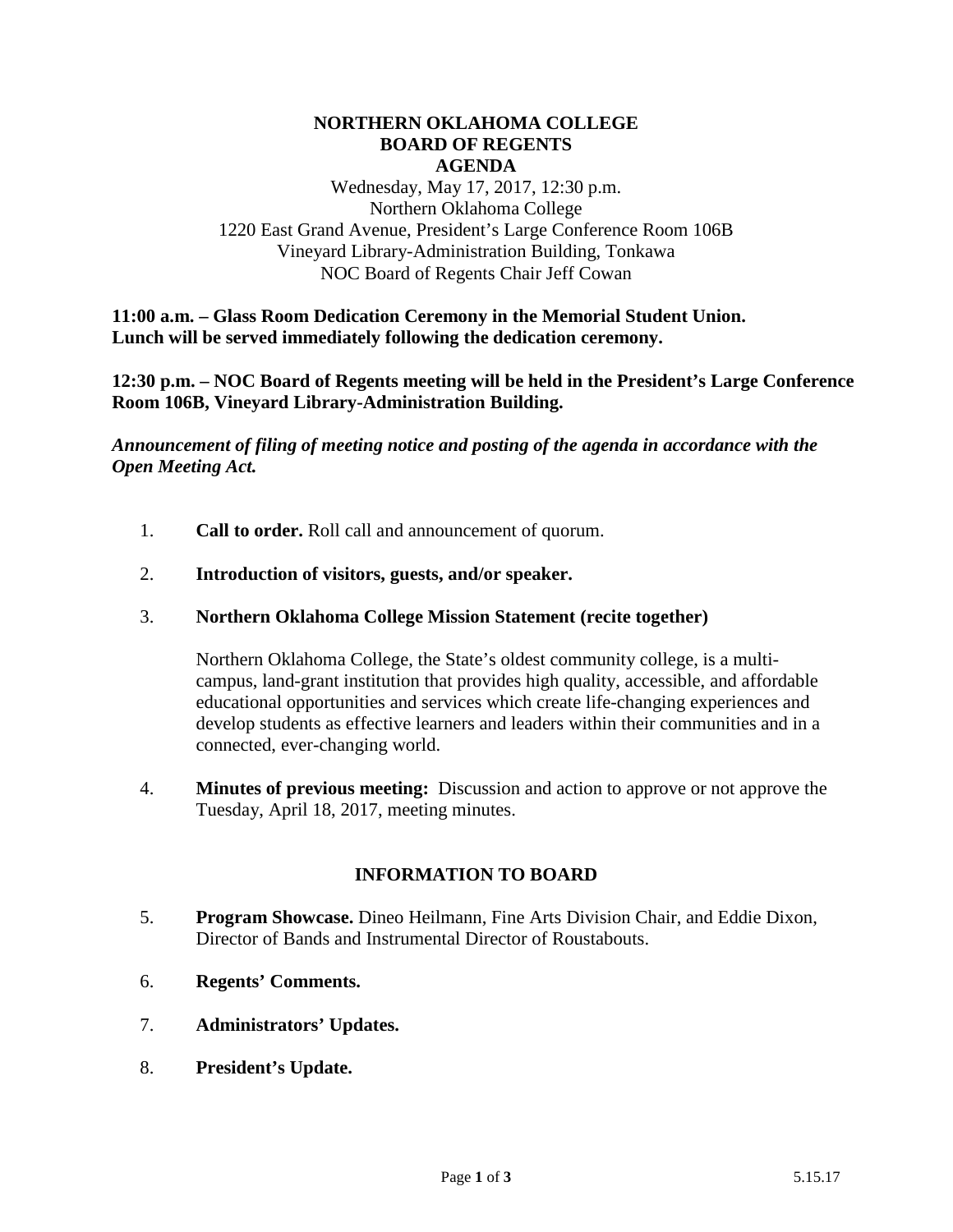# NORTHERN OKLAHOMA COLLEGE
# BOARD OF REGENTS
# AGENDA

Wednesday, May 17, 2017, 12:30 p.m.
Northern Oklahoma College
1220 East Grand Avenue, President's Large Conference Room 106B
Vineyard Library-Administration Building, Tonkawa
NOC Board of Regents Chair Jeff Cowan

**11:00 a.m. – Glass Room Dedication Ceremony in the Memorial Student Union. Lunch will be served immediately following the dedication ceremony.**

**12:30 p.m. – NOC Board of Regents meeting will be held in the President's Large Conference Room 106B, Vineyard Library-Administration Building.**

***Announcement of filing of meeting notice and posting of the agenda in accordance with the Open Meeting Act.***

1. **Call to order.** Roll call and announcement of quorum.

2. **Introduction of visitors, guests, and/or speaker.**

3. **Northern Oklahoma College Mission Statement (recite together)**

   Northern Oklahoma College, the State's oldest community college, is a multi-campus, land-grant institution that provides high quality, accessible, and affordable educational opportunities and services which create life-changing experiences and develop students as effective learners and leaders within their communities and in a connected, ever-changing world.

4. **Minutes of previous meeting:** Discussion and action to approve or not approve the Tuesday, April 18, 2017, meeting minutes.

## INFORMATION TO BOARD

5. **Program Showcase.** Dineo Heilmann, Fine Arts Division Chair, and Eddie Dixon, Director of Bands and Instrumental Director of Roustabouts.

6. **Regents' Comments.**

7. **Administrators' Updates.**

8. **President's Update.**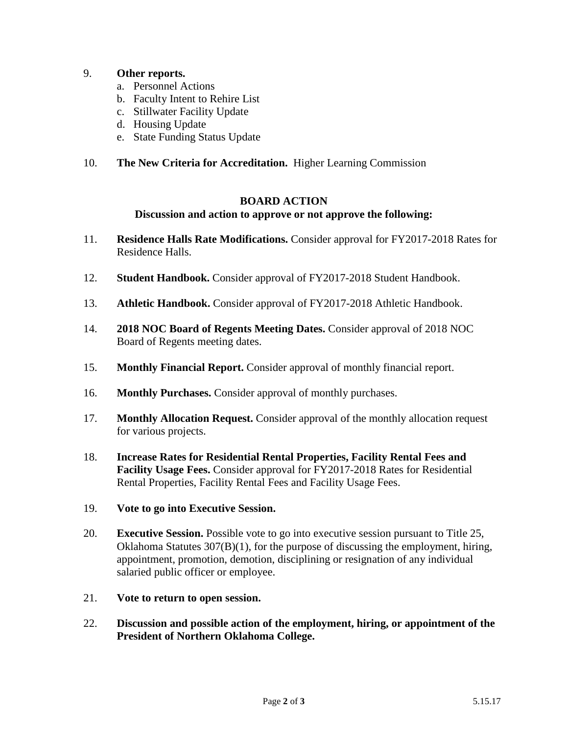9. **Other reports.**
   a. Personnel Actions
   b. Faculty Intent to Rehire List
   c. Stillwater Facility Update
   d. Housing Update
   e. State Funding Status Update

10. **The New Criteria for Accreditation.** Higher Learning Commission

## BOARD ACTION

**Discussion and action to approve or not approve the following:**

11. **Residence Halls Rate Modifications.** Consider approval for FY2017-2018 Rates for Residence Halls.

12. **Student Handbook.** Consider approval of FY2017-2018 Student Handbook.

13. **Athletic Handbook.** Consider approval of FY2017-2018 Athletic Handbook.

14. **2018 NOC Board of Regents Meeting Dates.** Consider approval of 2018 NOC Board of Regents meeting dates.

15. **Monthly Financial Report.** Consider approval of monthly financial report.

16. **Monthly Purchases.** Consider approval of monthly purchases.

17. **Monthly Allocation Request.** Consider approval of the monthly allocation request for various projects.

18. **Increase Rates for Residential Rental Properties, Facility Rental Fees and Facility Usage Fees.** Consider approval for FY2017-2018 Rates for Residential Rental Properties, Facility Rental Fees and Facility Usage Fees.

19. **Vote to go into Executive Session.**

20. **Executive Session.** Possible vote to go into executive session pursuant to Title 25, Oklahoma Statutes 307(B)(1), for the purpose of discussing the employment, hiring, appointment, promotion, demotion, disciplining or resignation of any individual salaried public officer or employee.

21. **Vote to return to open session.**

22. **Discussion and possible action of the employment, hiring, or appointment of the President of Northern Oklahoma College.**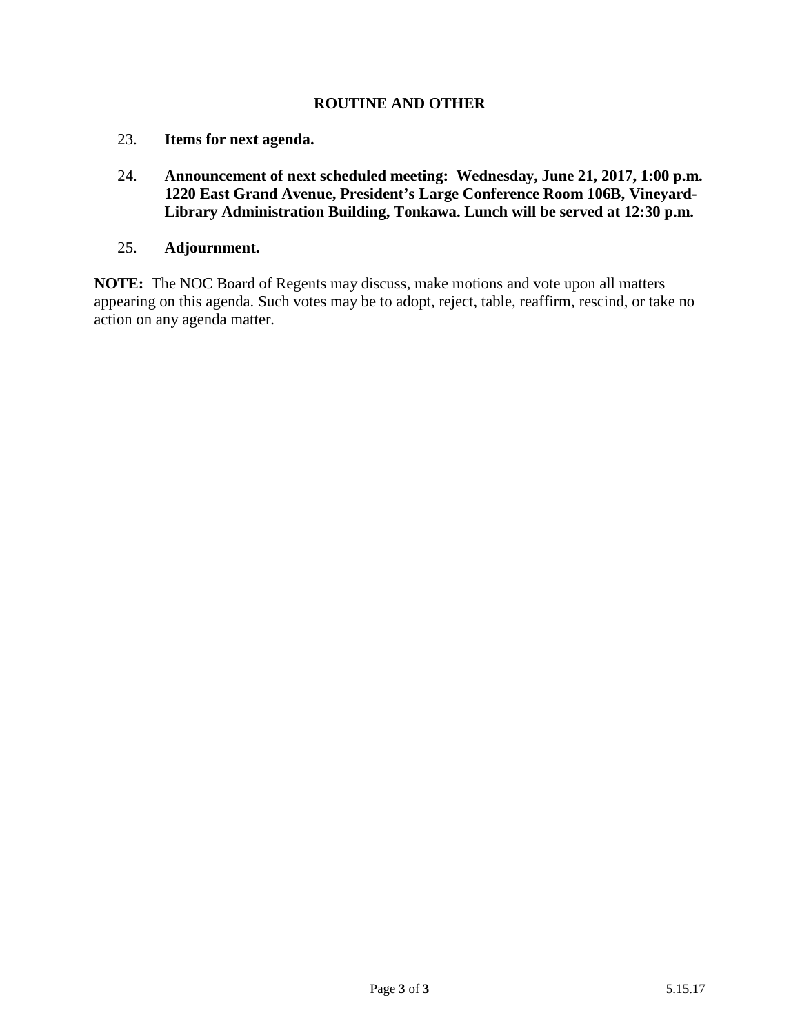## ROUTINE AND OTHER

23. **Items for next agenda.**

24. **Announcement of next scheduled meeting: Wednesday, June 21, 2017, 1:00 p.m. 1220 East Grand Avenue, President's Large Conference Room 106B, Vineyard-Library Administration Building, Tonkawa. Lunch will be served at 12:30 p.m.**

25. **Adjournment.**

**NOTE:** The NOC Board of Regents may discuss, make motions and vote upon all matters appearing on this agenda. Such votes may be to adopt, reject, table, reaffirm, rescind, or take no action on any agenda matter.